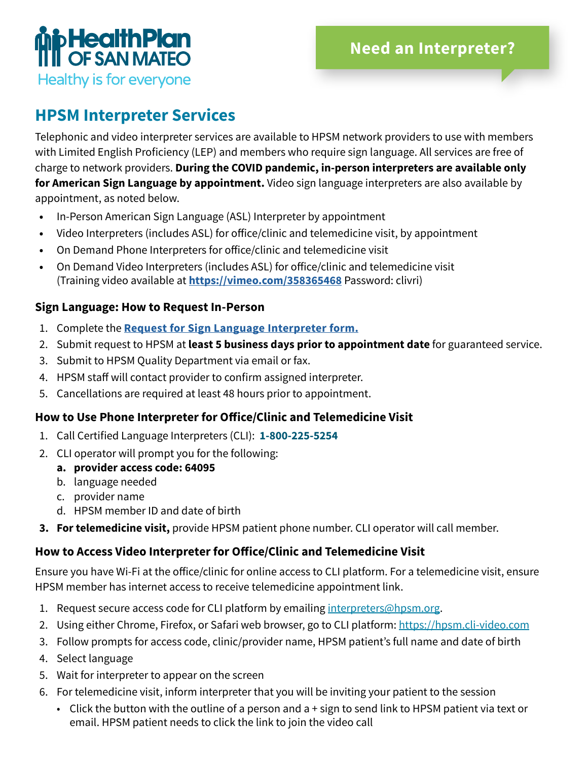HealthPlan OF SAN MATEO

Healthy is for everyone

**Need an Interpreter?**

## HPSM Interpreter Services

Telephonic and video interpreter services are available to HPSM network providers to use with members with Limited English Proficiency (LEP) and members who require sign language. All services are free of charge to network providers. **During the COVID pandemic, in-person interpreters are available only for American Sign Language by appointment.** Video sign language interpreters are also available by appointment, as noted below.

- In-Person American Sign Language (ASL) Interpreter by appointment
- Video Interpreters (includes ASL) for office/clinic and telemedicine visit, by appointment
- On Demand Phone Interpreters for office/clinic and telemedicine visit
- On Demand Video Interpreters (includes ASL) for office/clinic and telemedicine visit (Training video available at **https://vimeo.com/358365468** Password: clivri)

### Sign Language: How to Request In-Person

1. Complete the **Request for Sign Language Interpreter form.**
2. Submit request to HPSM at **least 5 business days prior to appointment date** for guaranteed service.
3. Submit to HPSM Quality Department via email or fax.
4. HPSM staff will contact provider to confirm assigned interpreter.
5. Cancellations are required at least 48 hours prior to appointment.

### How to Use Phone Interpreter for Office/Clinic and Telemedicine Visit

1. Call Certified Language Interpreters (CLI): **1-800-225-5254**
2. CLI operator will prompt you for the following:
   a. **provider access code: 64095**
   b. language needed
   c. provider name
   d. HPSM member ID and date of birth
3. **For telemedicine visit,** provide HPSM patient phone number. CLI operator will call member.

### How to Access Video Interpreter for Office/Clinic and Telemedicine Visit

Ensure you have Wi-Fi at the office/clinic for online access to CLI platform. For a telemedicine visit, ensure HPSM member has internet access to receive telemedicine appointment link.

1. Request secure access code for CLI platform by emailing interpreters@hpsm.org.
2. Using either Chrome, Firefox, or Safari web browser, go to CLI platform: https://hpsm.cli-video.com
3. Follow prompts for access code, clinic/provider name, HPSM patient's full name and date of birth
4. Select language
5. Wait for interpreter to appear on the screen
6. For telemedicine visit, inform interpreter that you will be inviting your patient to the session
   - Click the button with the outline of a person and a + sign to send link to HPSM patient via text or email. HPSM patient needs to click the link to join the video call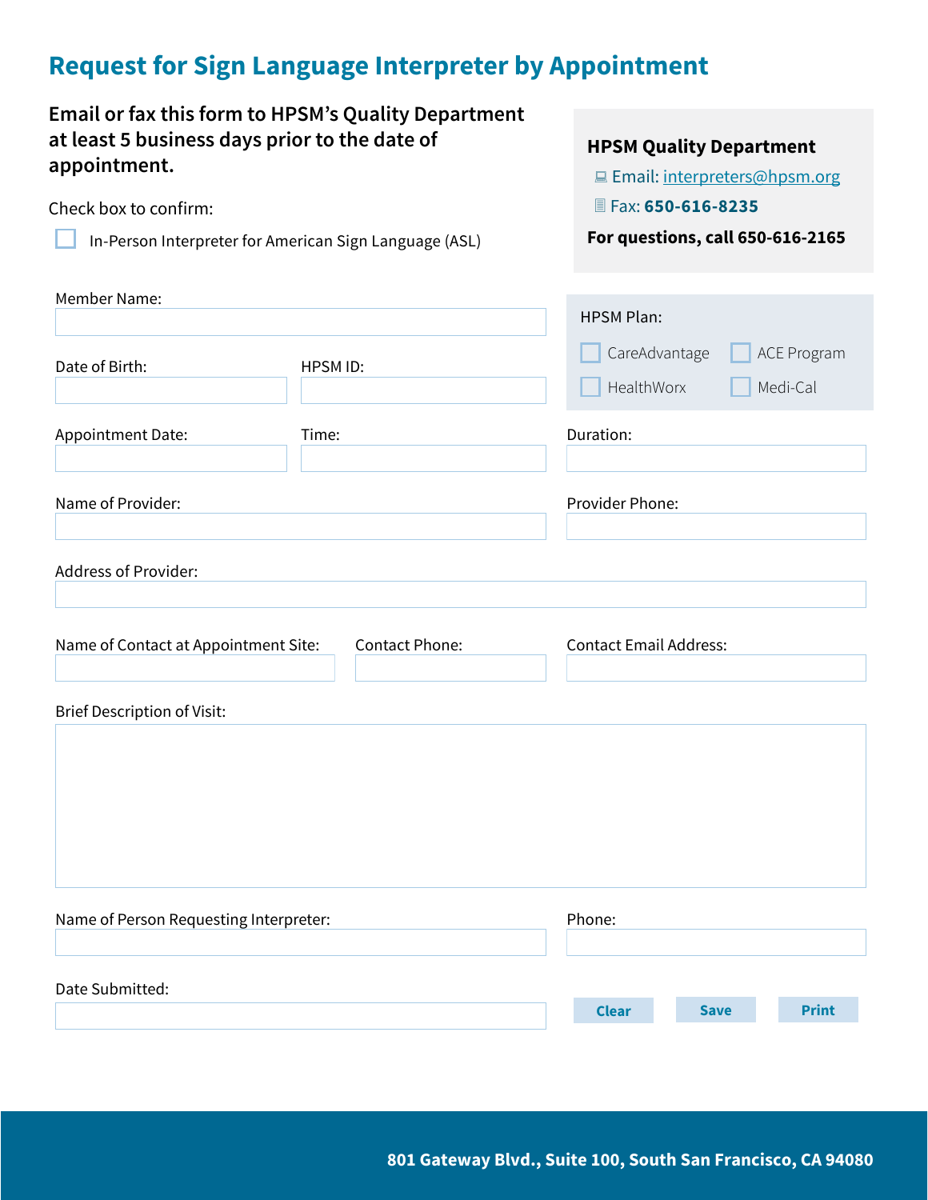# Request for Sign Language Interpreter by Appointment

**Email or fax this form to HPSM's Quality Department at least 5 business days prior to the date of appointment.**

Check box to confirm:

☐ In-Person Interpreter for American Sign Language (ASL)

**HPSM Quality Department**

Email: interpreters@hpsm.org

Fax: **650-616-8235**

**For questions, call 650-616-2165**

Member Name:

HPSM Plan:

☐ CareAdvantage ☐ ACE Program

☐ HealthWorx ☐ Medi-Cal

Date of Birth:

HPSM ID:

Appointment Date:

Time:

Duration:

Name of Provider:

Provider Phone:

Address of Provider:

Name of Contact at Appointment Site:

Contact Phone:

Contact Email Address:

Brief Description of Visit:

Name of Person Requesting Interpreter:

Phone:

Date Submitted:

Clear Save Print

**801 Gateway Blvd., Suite 100, South San Francisco, CA 94080**